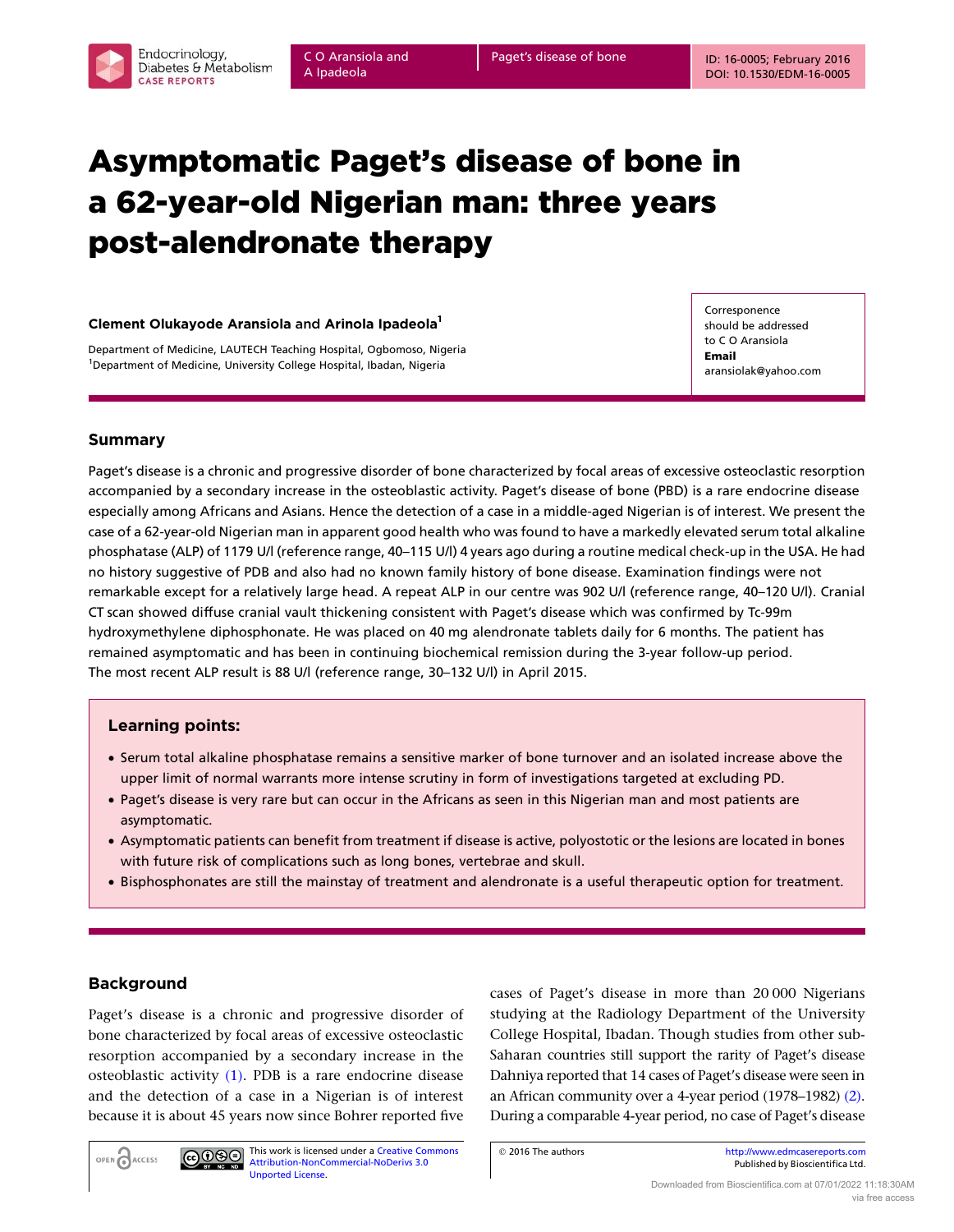# Asymptomatic Paget's disease of bone in a 62-year-old Nigerian man: three years post-alendronate therapy

**Clement Olukayode Aransiola** and **Arinola Ipadeola**[1]

Department of Medicine, LAUTECH Teaching Hospital, Ogbomoso, Nigeria
[1]Department of Medicine, University College Hospital, Ibadan, Nigeria

Corresponence should be addressed to C O Aransiola
**Email**
aransiolak@yahoo.com

## Summary

Paget's disease is a chronic and progressive disorder of bone characterized by focal areas of excessive osteoclastic resorption accompanied by a secondary increase in the osteoblastic activity. Paget's disease of bone (PBD) is a rare endocrine disease especially among Africans and Asians. Hence the detection of a case in a middle-aged Nigerian is of interest. We present the case of a 62-year-old Nigerian man in apparent good health who was found to have a markedly elevated serum total alkaline phosphatase (ALP) of 1179 U/l (reference range, 40–115 U/l) 4 years ago during a routine medical check-up in the USA. He had no history suggestive of PDB and also had no known family history of bone disease. Examination findings were not remarkable except for a relatively large head. A repeat ALP in our centre was 902 U/l (reference range, 40–120 U/l). Cranial CT scan showed diffuse cranial vault thickening consistent with Paget's disease which was confirmed by Tc-99m hydroxymethylene diphosphonate. He was placed on 40 mg alendronate tablets daily for 6 months. The patient has remained asymptomatic and has been in continuing biochemical remission during the 3-year follow-up period. The most recent ALP result is 88 U/l (reference range, 30–132 U/l) in April 2015.

### Learning points:

- Serum total alkaline phosphatase remains a sensitive marker of bone turnover and an isolated increase above the upper limit of normal warrants more intense scrutiny in form of investigations targeted at excluding PD.
- Paget's disease is very rare but can occur in the Africans as seen in this Nigerian man and most patients are asymptomatic.
- Asymptomatic patients can benefit from treatment if disease is active, polyostotic or the lesions are located in bones with future risk of complications such as long bones, vertebrae and skull.
- Bisphosphonates are still the mainstay of treatment and alendronate is a useful therapeutic option for treatment.

## Background

Paget's disease is a chronic and progressive disorder of bone characterized by focal areas of excessive osteoclastic resorption accompanied by a secondary increase in the osteoblastic activity (1). PDB is a rare endocrine disease and the detection of a case in a Nigerian is of interest because it is about 45 years now since Bohrer reported five cases of Paget's disease in more than 20 000 Nigerians studying at the Radiology Department of the University College Hospital, Ibadan. Though studies from other sub-Saharan countries still support the rarity of Paget's disease Dahniya reported that 14 cases of Paget's disease were seen in an African community over a 4-year period (1978–1982) (2). During a comparable 4-year period, no case of Paget's disease

This work is licensed under a Creative Commons Attribution-NonCommercial-NoDerivs 3.0 Unported License.

© 2016 The authors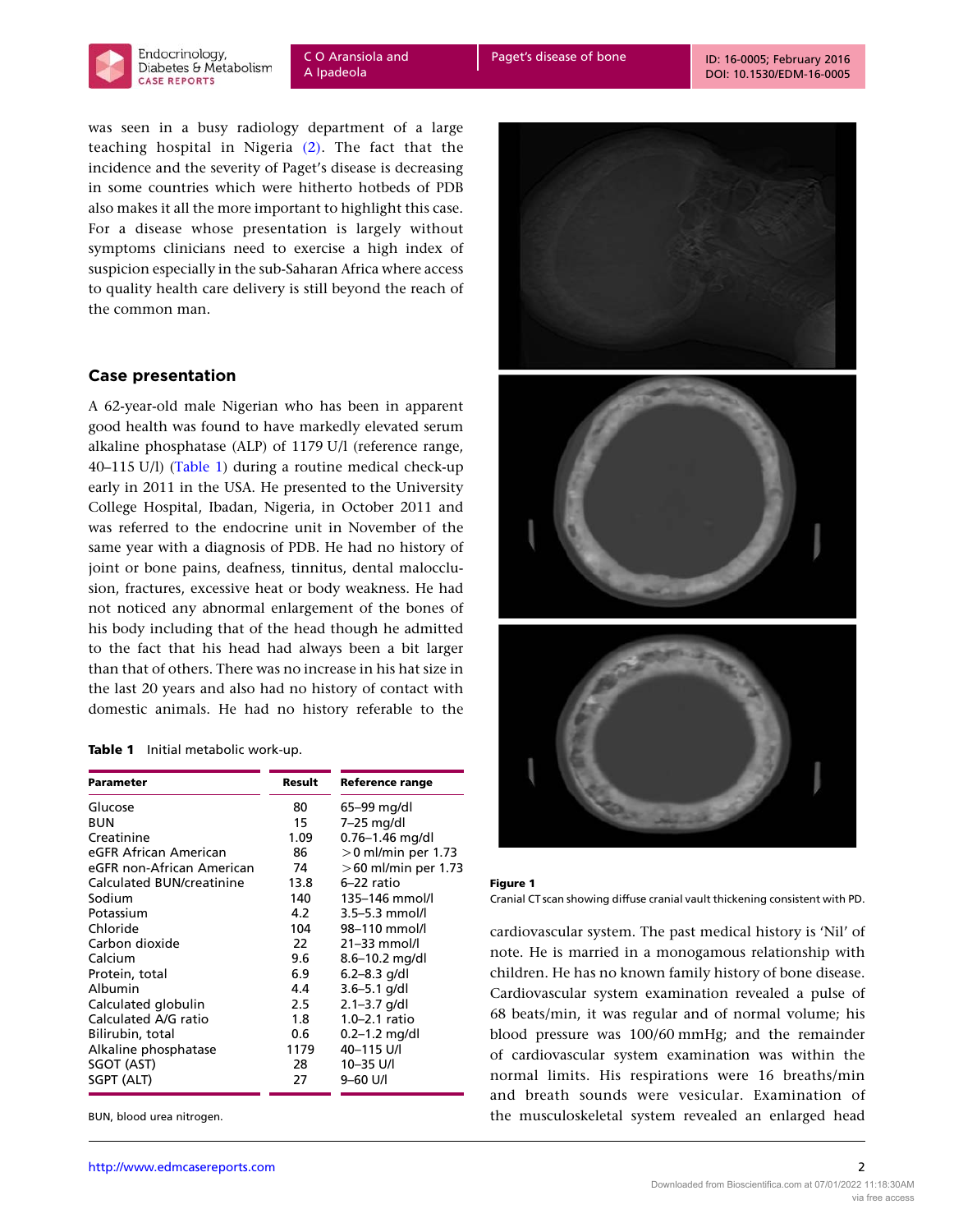was seen in a busy radiology department of a large teaching hospital in Nigeria (2). The fact that the incidence and the severity of Paget's disease is decreasing in some countries which were hitherto hotbeds of PDB also makes it all the more important to highlight this case. For a disease whose presentation is largely without symptoms clinicians need to exercise a high index of suspicion especially in the sub-Saharan Africa where access to quality health care delivery is still beyond the reach of the common man.

## Case presentation

A 62-year-old male Nigerian who has been in apparent good health was found to have markedly elevated serum alkaline phosphatase (ALP) of 1179 U/l (reference range, 40–115 U/l) (Table 1) during a routine medical check-up early in 2011 in the USA. He presented to the University College Hospital, Ibadan, Nigeria, in October 2011 and was referred to the endocrine unit in November of the same year with a diagnosis of PDB. He had no history of joint or bone pains, deafness, tinnitus, dental malocclusion, fractures, excessive heat or body weakness. He had not noticed any abnormal enlargement of the bones of his body including that of the head though he admitted to the fact that his head had always been a bit larger than that of others. There was no increase in his hat size in the last 20 years and also had no history of contact with domestic animals. He had no history referable to the cardiovascular system. The past medical history is 'Nil' of note. He is married in a monogamous relationship with children. He has no known family history of bone disease. Cardiovascular system examination revealed a pulse of 68 beats/min, it was regular and of normal volume; his blood pressure was 100/60 mmHg; and the remainder of cardiovascular system examination was within the normal limits. His respirations were 16 breaths/min and breath sounds were vesicular. Examination of the musculoskeletal system revealed an enlarged head

**Table 1** Initial metabolic work-up.

| Parameter | Result | Reference range |
|---|---|---|
| Glucose | 80 | 65–99 mg/dl |
| BUN | 15 | 7–25 mg/dl |
| Creatinine | 1.09 | 0.76–1.46 mg/dl |
| eGFR African American | 86 | >0 ml/min per 1.73 |
| eGFR non-African American | 74 | >60 ml/min per 1.73 |
| Calculated BUN/creatinine | 13.8 | 6–22 ratio |
| Sodium | 140 | 135–146 mmol/l |
| Potassium | 4.2 | 3.5–5.3 mmol/l |
| Chloride | 104 | 98–110 mmol/l |
| Carbon dioxide | 22 | 21–33 mmol/l |
| Calcium | 9.6 | 8.6–10.2 mg/dl |
| Protein, total | 6.9 | 6.2–8.3 g/dl |
| Albumin | 4.4 | 3.6–5.1 g/dl |
| Calculated globulin | 2.5 | 2.1–3.7 g/dl |
| Calculated A/G ratio | 1.8 | 1.0–2.1 ratio |
| Bilirubin, total | 0.6 | 0.2–1.2 mg/dl |
| Alkaline phosphatase | 1179 | 40–115 U/l |
| SGOT (AST) | 28 | 10–35 U/l |
| SGPT (ALT) | 27 | 9–60 U/l |

BUN, blood urea nitrogen.

**Figure 1**
Cranial CT scan showing diffuse cranial vault thickening consistent with PD.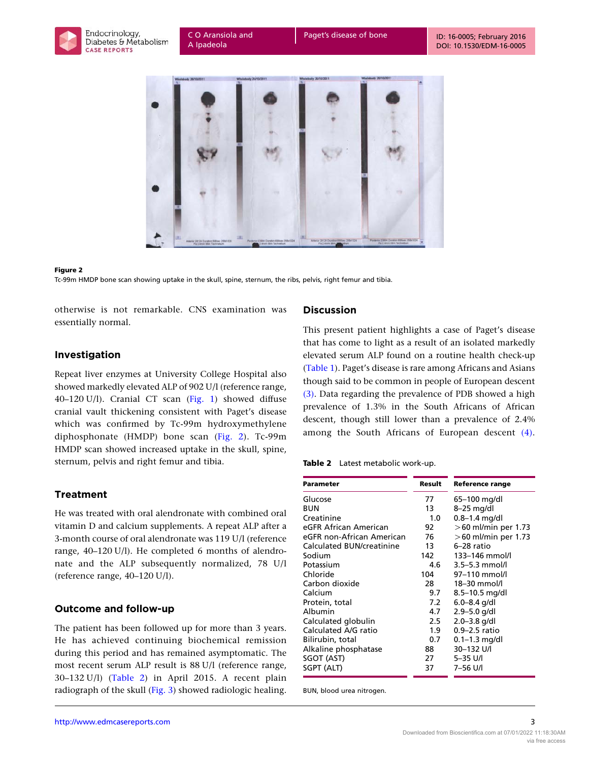Figure 2
Tc-99m HMDP bone scan showing uptake in the skull, spine, sternum, the ribs, pelvis, right femur and tibia.

otherwise is not remarkable. CNS examination was essentially normal.

## Investigation

Repeat liver enzymes at University College Hospital also showed markedly elevated ALP of 902 U/l (reference range, 40–120 U/l). Cranial CT scan (Fig. 1) showed diffuse cranial vault thickening consistent with Paget's disease which was confirmed by Tc-99m hydroxymethylene diphosphonate (HMDP) bone scan (Fig. 2). Tc-99m HMDP scan showed increased uptake in the skull, spine, sternum, pelvis and right femur and tibia.

## Treatment

He was treated with oral alendronate with combined oral vitamin D and calcium supplements. A repeat ALP after a 3-month course of oral alendronate was 119 U/l (reference range, 40–120 U/l). He completed 6 months of alendronate and the ALP subsequently normalized, 78 U/l (reference range, 40–120 U/l).

## Outcome and follow-up

The patient has been followed up for more than 3 years. He has achieved continuing biochemical remission during this period and has remained asymptomatic. The most recent serum ALP result is 88 U/l (reference range, 30–132 U/l) (Table 2) in April 2015. A recent plain radiograph of the skull (Fig. 3) showed radiologic healing.

## Discussion

This present patient highlights a case of Paget's disease that has come to light as a result of an isolated markedly elevated serum ALP found on a routine health check-up (Table 1). Paget's disease is rare among Africans and Asians though said to be common in people of European descent (3). Data regarding the prevalence of PDB showed a high prevalence of 1.3% in the South Africans of African descent, though still lower than a prevalence of 2.4% among the South Africans of European descent (4).

**Table 2** Latest metabolic work-up.

| Parameter | Result | Reference range |
|---|---|---|
| Glucose | 77 | 65–100 mg/dl |
| BUN | 13 | 8–25 mg/dl |
| Creatinine | 1.0 | 0.8–1.4 mg/dl |
| eGFR African American | 92 | >60 ml/min per 1.73 |
| eGFR non-African American | 76 | >60 ml/min per 1.73 |
| Calculated BUN/creatinine | 13 | 6–28 ratio |
| Sodium | 142 | 133–146 mmol/l |
| Potassium | 4.6 | 3.5–5.3 mmol/l |
| Chloride | 104 | 97–110 mmol/l |
| Carbon dioxide | 28 | 18–30 mmol/l |
| Calcium | 9.7 | 8.5–10.5 mg/dl |
| Protein, total | 7.2 | 6.0–8.4 g/dl |
| Albumin | 4.7 | 2.9–5.0 g/dl |
| Calculated globulin | 2.5 | 2.0–3.8 g/dl |
| Calculated A/G ratio | 1.9 | 0.9–2.5 ratio |
| Bilirubin, total | 0.7 | 0.1–1.3 mg/dl |
| Alkaline phosphatase | 88 | 30–132 U/l |
| SGOT (AST) | 27 | 5–35 U/l |
| SGPT (ALT) | 37 | 7–56 U/l |

BUN, blood urea nitrogen.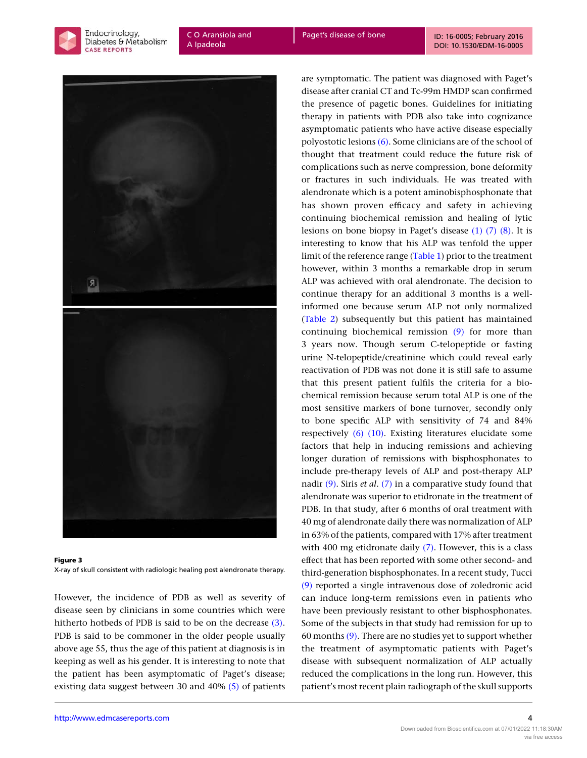**Figure 3**
X-ray of skull consistent with radiologic healing post alendronate therapy.

However, the incidence of PDB as well as severity of disease seen by clinicians in some countries which were hitherto hotbeds of PDB is said to be on the decrease (3). PDB is said to be commoner in the older people usually above age 55, thus the age of this patient at diagnosis is in keeping as well as his gender. It is interesting to note that the patient has been asymptomatic of Paget's disease; existing data suggest between 30 and 40% (5) of patients are symptomatic. The patient was diagnosed with Paget's disease after cranial CT and Tc-99m HMDP scan confirmed the presence of pagetic bones. Guidelines for initiating therapy in patients with PDB also take into cognizance asymptomatic patients who have active disease especially polyostotic lesions (6). Some clinicians are of the school of thought that treatment could reduce the future risk of complications such as nerve compression, bone deformity or fractures in such individuals. He was treated with alendronate which is a potent aminobisphosphonate that has shown proven efficacy and safety in achieving continuing biochemical remission and healing of lytic lesions on bone biopsy in Paget's disease (1) (7) (8). It is interesting to know that his ALP was tenfold the upper limit of the reference range (Table 1) prior to the treatment however, within 3 months a remarkable drop in serum ALP was achieved with oral alendronate. The decision to continue therapy for an additional 3 months is a well-informed one because serum ALP not only normalized (Table 2) subsequently but this patient has maintained continuing biochemical remission (9) for more than 3 years now. Though serum C-telopeptide or fasting urine N-telopeptide/creatinine which could reveal early reactivation of PDB was not done it is still safe to assume that this present patient fulfils the criteria for a biochemical remission because serum total ALP is one of the most sensitive markers of bone turnover, secondly only to bone specific ALP with sensitivity of 74 and 84% respectively (6) (10). Existing literatures elucidate some factors that help in inducing remissions and achieving longer duration of remissions with bisphosphonates to include pre-therapy levels of ALP and post-therapy ALP nadir (9). Siris *et al.* (7) in a comparative study found that alendronate was superior to etidronate in the treatment of PDB. In that study, after 6 months of oral treatment with 40 mg of alendronate daily there was normalization of ALP in 63% of the patients, compared with 17% after treatment with 400 mg etidronate daily (7). However, this is a class effect that has been reported with some other second- and third-generation bisphosphonates. In a recent study, Tucci (9) reported a single intravenous dose of zoledronic acid can induce long-term remissions even in patients who have been previously resistant to other bisphosphonates. Some of the subjects in that study had remission for up to 60 months (9). There are no studies yet to support whether the treatment of asymptomatic patients with Paget's disease with subsequent normalization of ALP actually reduced the complications in the long run. However, this patient's most recent plain radiograph of the skull supports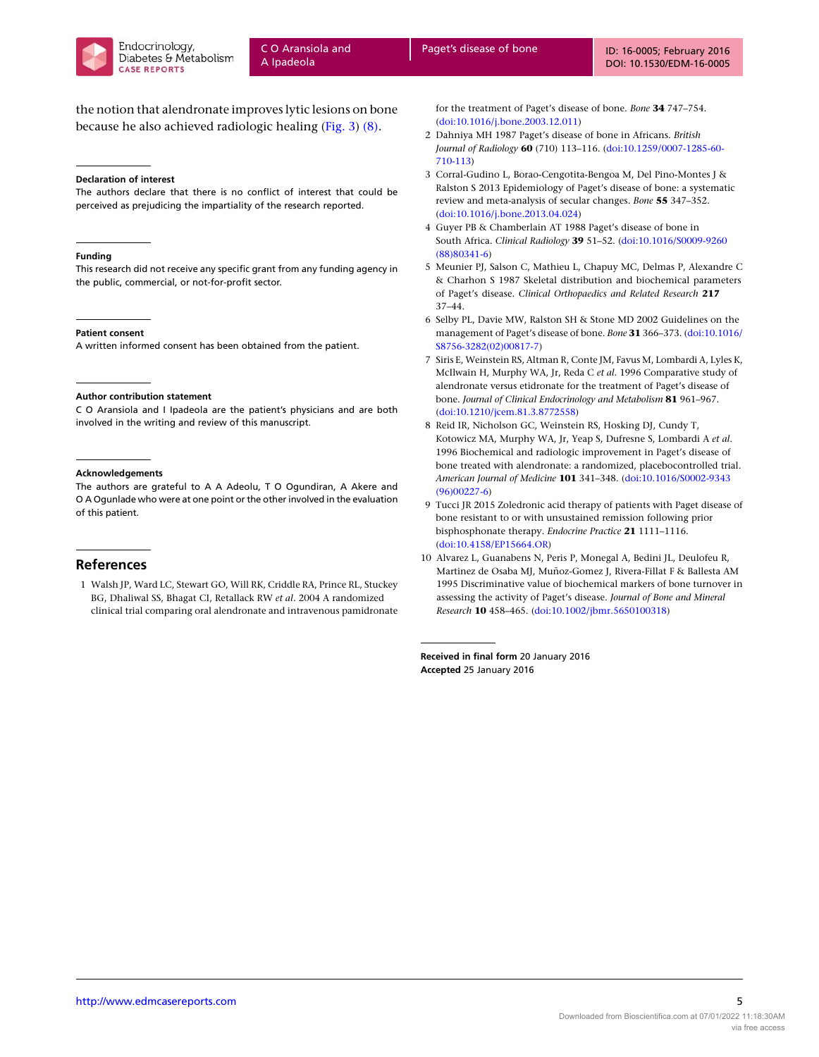the notion that alendronate improves lytic lesions on bone because he also achieved radiologic healing (Fig. 3) (8).

### Declaration of interest

The authors declare that there is no conflict of interest that could be perceived as prejudicing the impartiality of the research reported.

### Funding

This research did not receive any specific grant from any funding agency in the public, commercial, or not-for-profit sector.

### Patient consent

A written informed consent has been obtained from the patient.

### Author contribution statement

C O Aransiola and I Ipadeola are the patient's physicians and are both involved in the writing and review of this manuscript.

### Acknowledgements

The authors are grateful to A A Adeolu, T O Ogundiran, A Akere and O A Ogunlade who were at one point or the other involved in the evaluation of this patient.

## References

1. Walsh JP, Ward LC, Stewart GO, Will RK, Criddle RA, Prince RL, Stuckey BG, Dhaliwal SS, Bhagat CI, Retallack RW *et al*. 2004 A randomized clinical trial comparing oral alendronate and intravenous pamidronate for the treatment of Paget's disease of bone. *Bone* **34** 747–754. (doi:10.1016/j.bone.2003.12.011)
2. Dahniya MH 1987 Paget's disease of bone in Africans. *British Journal of Radiology* **60** (710) 113–116. (doi:10.1259/0007-1285-60-710-113)
3. Corral-Gudino L, Borao-Cengotita-Bengoa M, Del Pino-Montes J & Ralston S 2013 Epidemiology of Paget's disease of bone: a systematic review and meta-analysis of secular changes. *Bone* **55** 347–352. (doi:10.1016/j.bone.2013.04.024)
4. Guyer PB & Chamberlain AT 1988 Paget's disease of bone in South Africa. *Clinical Radiology* **39** 51–52. (doi:10.1016/S0009-9260(88)80341-6)
5. Meunier PJ, Salson C, Mathieu L, Chapuy MC, Delmas P, Alexandre C & Charhon S 1987 Skeletal distribution and biochemical parameters of Paget's disease. *Clinical Orthopaedics and Related Research* **217** 37–44.
6. Selby PL, Davie MW, Ralston SH & Stone MD 2002 Guidelines on the management of Paget's disease of bone. *Bone* **31** 366–373. (doi:10.1016/S8756-3282(02)00817-7)
7. Siris E, Weinstein RS, Altman R, Conte JM, Favus M, Lombardi A, Lyles K, McIlwain H, Murphy WA, Jr, Reda C *et al*. 1996 Comparative study of alendronate versus etidronate for the treatment of Paget's disease of bone. *Journal of Clinical Endocrinology and Metabolism* **81** 961–967. (doi:10.1210/jcem.81.3.8772558)
8. Reid IR, Nicholson GC, Weinstein RS, Hosking DJ, Cundy T, Kotowicz MA, Murphy WA, Jr, Yeap S, Dufresne S, Lombardi A *et al*. 1996 Biochemical and radiologic improvement in Paget's disease of bone treated with alendronate: a randomized, placebocontrolled trial. *American Journal of Medicine* **101** 341–348. (doi:10.1016/S0002-9343(96)00227-6)
9. Tucci JR 2015 Zoledronic acid therapy of patients with Paget disease of bone resistant to or with unsustained remission following prior bisphosphonate therapy. *Endocrine Practice* **21** 1111–1116. (doi:10.4158/EP15664.OR)
10. Alvarez L, Guanabens N, Peris P, Monegal A, Bedini JL, Deulofeu R, Martinez de Osaba MJ, Muñoz-Gomez J, Rivera-Fillat F & Ballesta AM 1995 Discriminative value of biochemical markers of bone turnover in assessing the activity of Paget's disease. *Journal of Bone and Mineral Research* **10** 458–465. (doi:10.1002/jbmr.5650100318)

**Received in final form** 20 January 2016
**Accepted** 25 January 2016